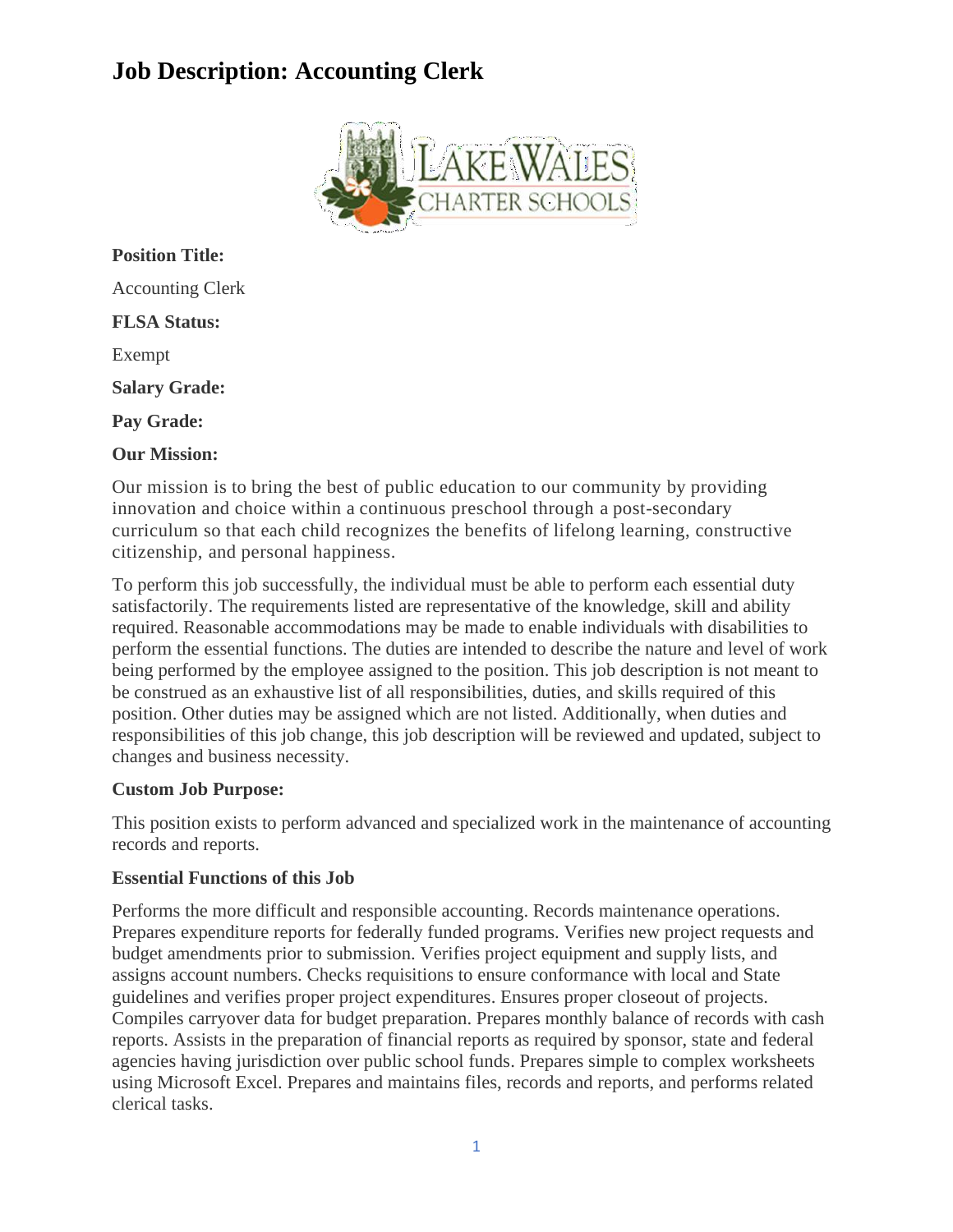# Job Description: Accounting Clerk

**Position Title:**

Accounting Clerk

**FLSA Status:**

Exempt

**Salary Grade:**

**Pay Grade:**

**Our Mission:**

Our mission is to bring the best of public education to our community by providing innovation and choice within a continuous preschool through a post-secondary curriculum so that each child recognizes the benefits of lifelong learning, constructive citizenship, and personal happiness.

To perform this job successfully, the individual must be able to perform each essential duty satisfactorily. The requirements listed are representative of the knowledge, skill and ability required. Reasonable accommodations may be made to enable individuals with disabilities to perform the essential functions. The duties are intended to describe the nature and level of work being performed by the employee assigned to the position. This job description is not meant to be construed as an exhaustive list of all responsibilities, duties, and skills required of this position. Other duties may be assigned which are not listed. Additionally, when duties and responsibilities of this job change, this job description will be reviewed and updated, subject to changes and business necessity.

**Custom Job Purpose:**

This position exists to perform advanced and specialized work in the maintenance of accounting records and reports.

**Essential Functions of this Job**

Performs the more difficult and responsible accounting. Records maintenance operations. Prepares expenditure reports for federally funded programs. Verifies new project requests and budget amendments prior to submission. Verifies project equipment and supply lists, and assigns account numbers. Checks requisitions to ensure conformance with local and State guidelines and verifies proper project expenditures. Ensures proper closeout of projects. Compiles carryover data for budget preparation. Prepares monthly balance of records with cash reports. Assists in the preparation of financial reports as required by sponsor, state and federal agencies having jurisdiction over public school funds. Prepares simple to complex worksheets using Microsoft Excel. Prepares and maintains files, records and reports, and performs related clerical tasks.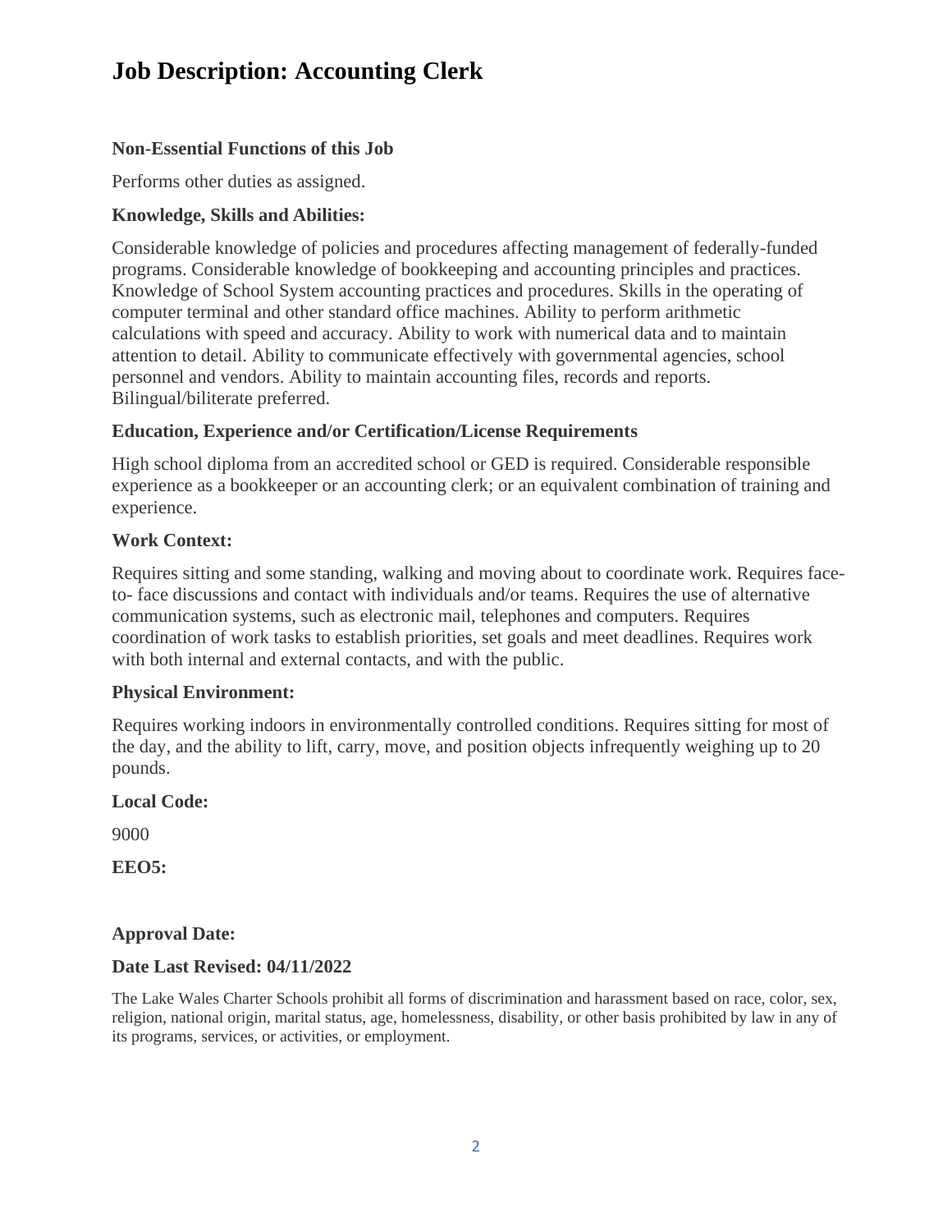# Job Description: Accounting Clerk

**Non-Essential Functions of this Job**

Performs other duties as assigned.

**Knowledge, Skills and Abilities:**

Considerable knowledge of policies and procedures affecting management of federally-funded programs. Considerable knowledge of bookkeeping and accounting principles and practices. Knowledge of School System accounting practices and procedures. Skills in the operating of computer terminal and other standard office machines. Ability to perform arithmetic calculations with speed and accuracy. Ability to work with numerical data and to maintain attention to detail. Ability to communicate effectively with governmental agencies, school personnel and vendors. Ability to maintain accounting files, records and reports. Bilingual/biliterate preferred.

**Education, Experience and/or Certification/License Requirements**

High school diploma from an accredited school or GED is required. Considerable responsible experience as a bookkeeper or an accounting clerk; or an equivalent combination of training and experience.

**Work Context:**

Requires sitting and some standing, walking and moving about to coordinate work. Requires face-to- face discussions and contact with individuals and/or teams. Requires the use of alternative communication systems, such as electronic mail, telephones and computers. Requires coordination of work tasks to establish priorities, set goals and meet deadlines. Requires work with both internal and external contacts, and with the public.

**Physical Environment:**

Requires working indoors in environmentally controlled conditions. Requires sitting for most of the day, and the ability to lift, carry, move, and position objects infrequently weighing up to 20 pounds.

**Local Code:**

9000

**EEO5:**

**Approval Date:**

**Date Last Revised: 04/11/2022**

The Lake Wales Charter Schools prohibit all forms of discrimination and harassment based on race, color, sex, religion, national origin, marital status, age, homelessness, disability, or other basis prohibited by law in any of its programs, services, or activities, or employment.